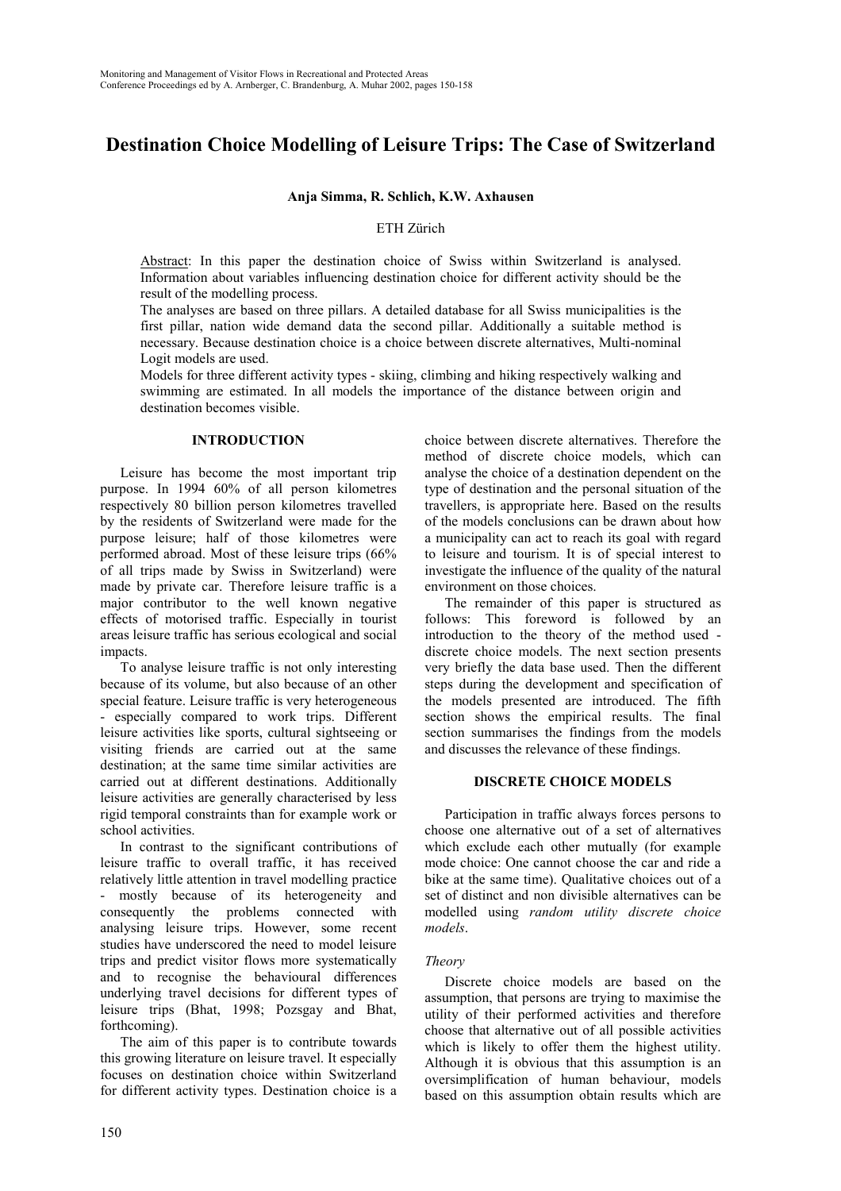# Destination Choice Modelling of Leisure Trips: The Case of Switzerland

**Anja Simma, R. Schlich, K.W. Axhausen**

ETH Zürich

Abstract: In this paper the destination choice of Swiss within Switzerland is analysed. Information about variables influencing destination choice for different activity should be the result of the modelling process.

The analyses are based on three pillars. A detailed database for all Swiss municipalities is the first pillar, nation wide demand data the second pillar. Additionally a suitable method is necessary. Because destination choice is a choice between discrete alternatives, Multi-nominal Logit models are used.

Models for three different activity types - skiing, climbing and hiking respectively walking and swimming are estimated. In all models the importance of the distance between origin and destination becomes visible.

## INTRODUCTION

Leisure has become the most important trip purpose. In 1994 60% of all person kilometres respectively 80 billion person kilometres travelled by the residents of Switzerland were made for the purpose leisure; half of those kilometres were performed abroad. Most of these leisure trips (66% of all trips made by Swiss in Switzerland) were made by private car. Therefore leisure traffic is a major contributor to the well known negative effects of motorised traffic. Especially in tourist areas leisure traffic has serious ecological and social impacts.

To analyse leisure traffic is not only interesting because of its volume, but also because of an other special feature. Leisure traffic is very heterogeneous - especially compared to work trips. Different leisure activities like sports, cultural sightseeing or visiting friends are carried out at the same destination; at the same time similar activities are carried out at different destinations. Additionally leisure activities are generally characterised by less rigid temporal constraints than for example work or school activities.

In contrast to the significant contributions of leisure traffic to overall traffic, it has received relatively little attention in travel modelling practice - mostly because of its heterogeneity and consequently the problems connected with analysing leisure trips. However, some recent studies have underscored the need to model leisure trips and predict visitor flows more systematically and to recognise the behavioural differences underlying travel decisions for different types of leisure trips (Bhat, 1998; Pozsgay and Bhat, forthcoming).

The aim of this paper is to contribute towards this growing literature on leisure travel. It especially focuses on destination choice within Switzerland for different activity types. Destination choice is a choice between discrete alternatives. Therefore the method of discrete choice models, which can analyse the choice of a destination dependent on the type of destination and the personal situation of the travellers, is appropriate here. Based on the results of the models conclusions can be drawn about how a municipality can act to reach its goal with regard to leisure and tourism. It is of special interest to investigate the influence of the quality of the natural environment on those choices.

The remainder of this paper is structured as follows: This foreword is followed by an introduction to the theory of the method used - discrete choice models. The next section presents very briefly the data base used. Then the different steps during the development and specification of the models presented are introduced. The fifth section shows the empirical results. The final section summarises the findings from the models and discusses the relevance of these findings.

## DISCRETE CHOICE MODELS

Participation in traffic always forces persons to choose one alternative out of a set of alternatives which exclude each other mutually (for example mode choice: One cannot choose the car and ride a bike at the same time). Qualitative choices out of a set of distinct and non divisible alternatives can be modelled using *random utility discrete choice models*.

### *Theory*

Discrete choice models are based on the assumption, that persons are trying to maximise the utility of their performed activities and therefore choose that alternative out of all possible activities which is likely to offer them the highest utility. Although it is obvious that this assumption is an oversimplification of human behaviour, models based on this assumption obtain results which are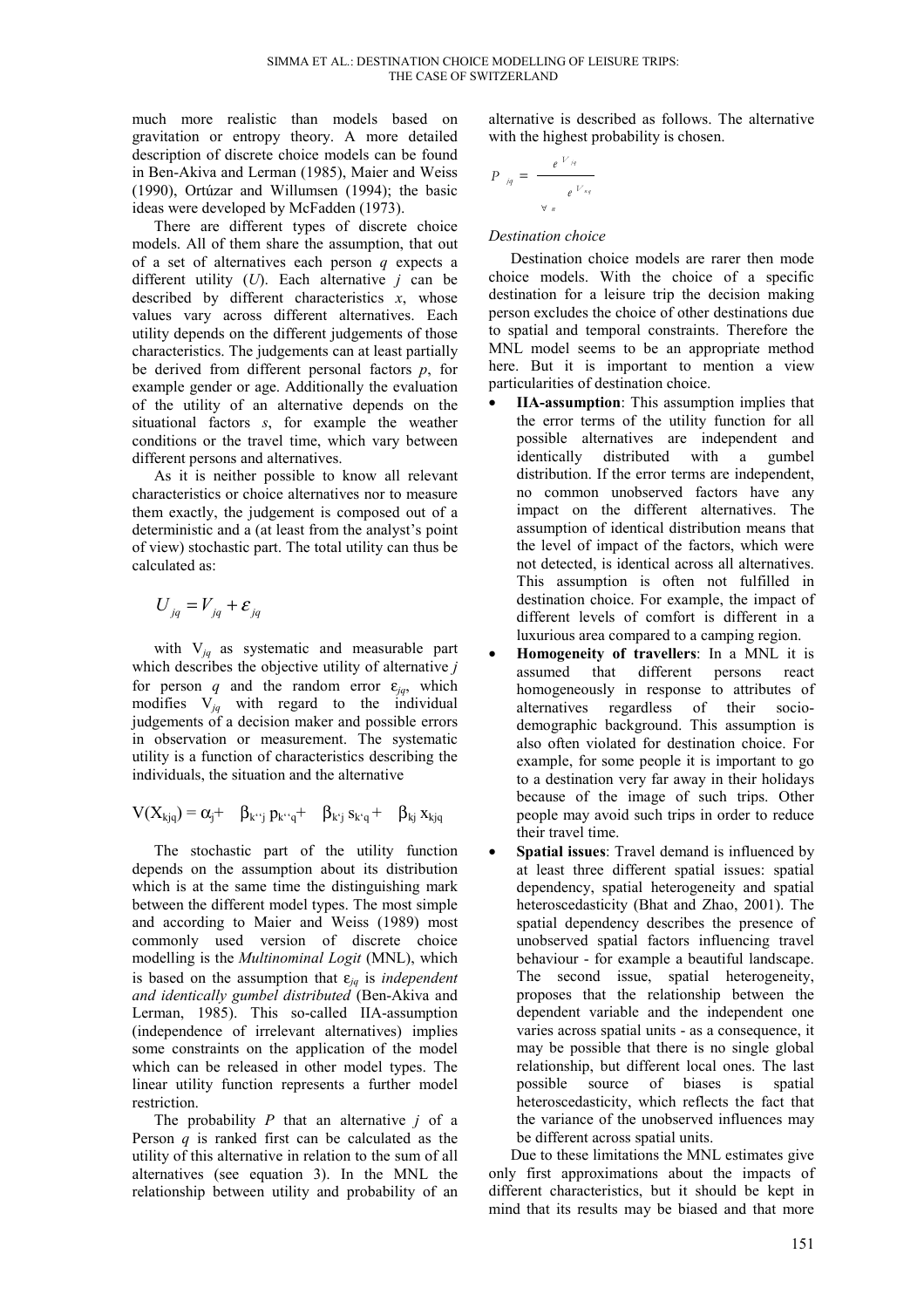much more realistic than models based on gravitation or entropy theory. A more detailed description of discrete choice models can be found in Ben-Akiva and Lerman (1985), Maier and Weiss (1990), Ortúzar and Willumsen (1994); the basic ideas were developed by McFadden (1973).

There are different types of discrete choice models. All of them share the assumption, that out of a set of alternatives each person *q* expects a different utility (*U*). Each alternative *j* can be described by different characteristics *x*, whose values vary across different alternatives. Each utility depends on the different judgements of those characteristics. The judgements can at least partially be derived from different personal factors *p*, for example gender or age. Additionally the evaluation of the utility of an alternative depends on the situational factors *s*, for example the weather conditions or the travel time, which vary between different persons and alternatives.

As it is neither possible to know all relevant characteristics or choice alternatives nor to measure them exactly, the judgement is composed out of a deterministic and a (at least from the analyst's point of view) stochastic part. The total utility can thus be calculated as:

$$U_{jq} = V_{jq} + \varepsilon_{jq}$$

with $V_{jq}$ as systematic and measurable part which describes the objective utility of alternative *j* for person *q* and the random error $\varepsilon_{jq}$, which modifies $V_{jq}$ with regard to the individual judgements of a decision maker and possible errors in observation or measurement. The systematic utility is a function of characteristics describing the individuals, the situation and the alternative

$$V(X_{kjq}) = \alpha_j + \beta_{k''j}\, p_{k''q} + \beta_{k'j}\, s_{k'q} + \beta_{kj}\, x_{kjq}$$

The stochastic part of the utility function depends on the assumption about its distribution which is at the same time the distinguishing mark between the different model types. The most simple and according to Maier and Weiss (1989) most commonly used version of discrete choice modelling is the *Multinominal Logit* (MNL), which is based on the assumption that $\varepsilon_{jq}$ is *independent and identically gumbel distributed* (Ben-Akiva and Lerman, 1985). This so-called IIA-assumption (independence of irrelevant alternatives) implies some constraints on the application of the model which can be released in other model types. The linear utility function represents a further model restriction.

The probability *P* that an alternative *j* of a Person *q* is ranked first can be calculated as the utility of this alternative in relation to the sum of all alternatives (see equation 3). In the MNL the relationship between utility and probability of an alternative is described as follows. The alternative with the highest probability is chosen.

$$P_{jq} = \frac{e^{V_{jq}}}{\sum_{\forall n} e^{V_{nq}}}$$

*Destination choice*

Destination choice models are rarer then mode choice models. With the choice of a specific destination for a leisure trip the decision making person excludes the choice of other destinations due to spatial and temporal constraints. Therefore the MNL model seems to be an appropriate method here. But it is important to mention a view particularities of destination choice.

- **IIA-assumption**: This assumption implies that the error terms of the utility function for all possible alternatives are independent and identically distributed with a gumbel distribution. If the error terms are independent, no common unobserved factors have any impact on the different alternatives. The assumption of identical distribution means that the level of impact of the factors, which were not detected, is identical across all alternatives. This assumption is often not fulfilled in destination choice. For example, the impact of different levels of comfort is different in a luxurious area compared to a camping region.
- **Homogeneity of travellers**: In a MNL it is assumed that different persons react homogeneously in response to attributes of alternatives regardless of their socio-demographic background. This assumption is also often violated for destination choice. For example, for some people it is important to go to a destination very far away in their holidays because of the image of such trips. Other people may avoid such trips in order to reduce their travel time.
- **Spatial issues**: Travel demand is influenced by at least three different spatial issues: spatial dependency, spatial heterogeneity and spatial heteroscedasticity (Bhat and Zhao, 2001). The spatial dependency describes the presence of unobserved spatial factors influencing travel behaviour - for example a beautiful landscape. The second issue, spatial heterogeneity, proposes that the relationship between the dependent variable and the independent one varies across spatial units - as a consequence, it may be possible that there is no single global relationship, but different local ones. The last possible source of biases is spatial heteroscedasticity, which reflects the fact that the variance of the unobserved influences may be different across spatial units.

Due to these limitations the MNL estimates give only first approximations about the impacts of different characteristics, but it should be kept in mind that its results may be biased and that more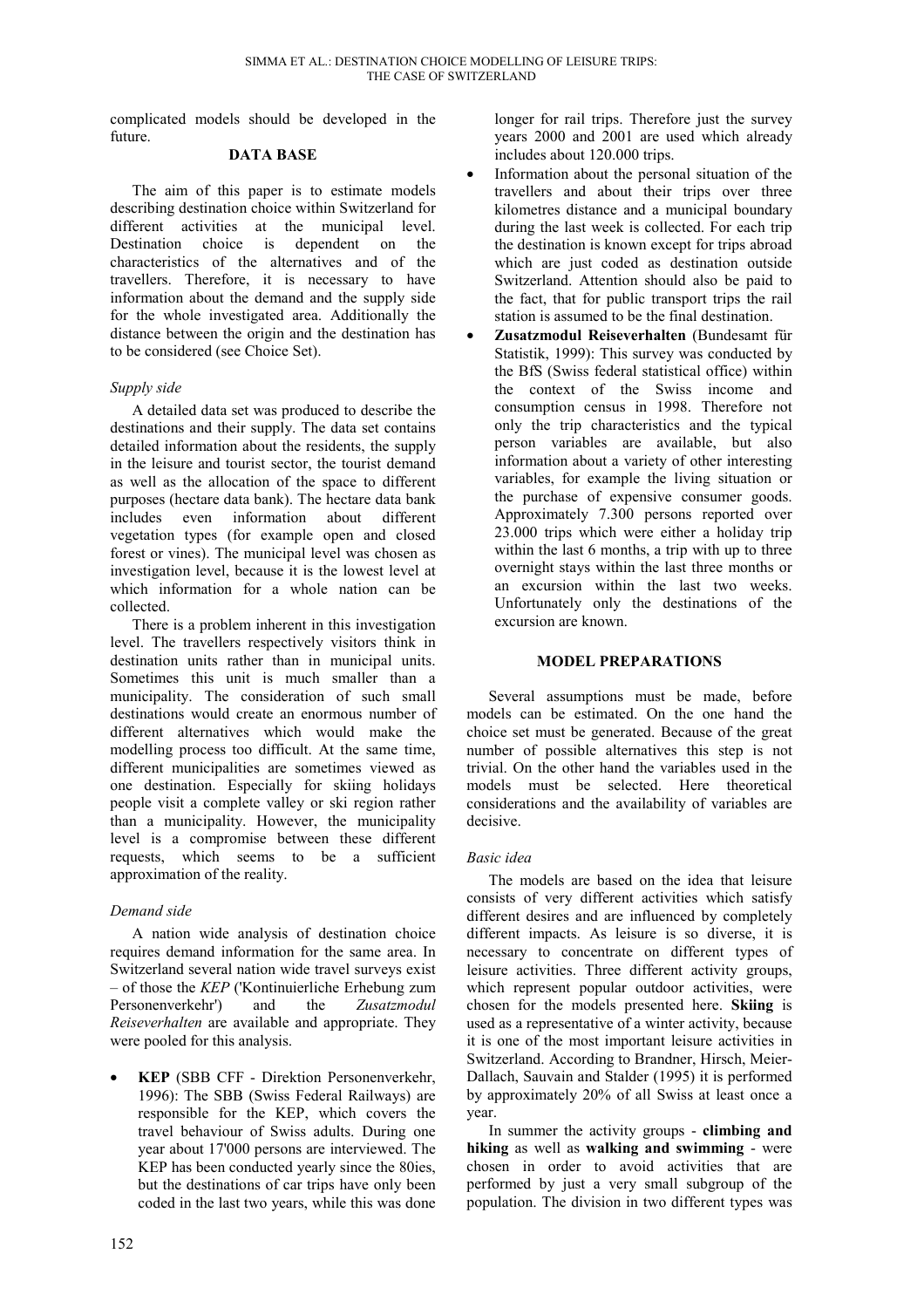complicated models should be developed in the future.

## DATA BASE

The aim of this paper is to estimate models describing destination choice within Switzerland for different activities at the municipal level. Destination choice is dependent on the characteristics of the alternatives and of the travellers. Therefore, it is necessary to have information about the demand and the supply side for the whole investigated area. Additionally the distance between the origin and the destination has to be considered (see Choice Set).

### *Supply side*

A detailed data set was produced to describe the destinations and their supply. The data set contains detailed information about the residents, the supply in the leisure and tourist sector, the tourist demand as well as the allocation of the space to different purposes (hectare data bank). The hectare data bank includes even information about different vegetation types (for example open and closed forest or vines). The municipal level was chosen as investigation level, because it is the lowest level at which information for a whole nation can be collected.

There is a problem inherent in this investigation level. The travellers respectively visitors think in destination units rather than in municipal units. Sometimes this unit is much smaller than a municipality. The consideration of such small destinations would create an enormous number of different alternatives which would make the modelling process too difficult. At the same time, different municipalities are sometimes viewed as one destination. Especially for skiing holidays people visit a complete valley or ski region rather than a municipality. However, the municipality level is a compromise between these different requests, which seems to be a sufficient approximation of the reality.

### *Demand side*

A nation wide analysis of destination choice requires demand information for the same area. In Switzerland several nation wide travel surveys exist – of those the *KEP* ('Kontinuierliche Erhebung zum Personenverkehr') and the *Zusatzmodul Reiseverhalten* are available and appropriate. They were pooled for this analysis.

- **KEP** (SBB CFF - Direktion Personenverkehr, 1996): The SBB (Swiss Federal Railways) are responsible for the KEP, which covers the travel behaviour of Swiss adults. During one year about 17'000 persons are interviewed. The KEP has been conducted yearly since the 80ies, but the destinations of car trips have only been coded in the last two years, while this was done longer for rail trips. Therefore just the survey years 2000 and 2001 are used which already includes about 120.000 trips.
- Information about the personal situation of the travellers and about their trips over three kilometres distance and a municipal boundary during the last week is collected. For each trip the destination is known except for trips abroad which are just coded as destination outside Switzerland. Attention should also be paid to the fact, that for public transport trips the rail station is assumed to be the final destination.
- **Zusatzmodul Reiseverhalten** (Bundesamt für Statistik, 1999): This survey was conducted by the BfS (Swiss federal statistical office) within the context of the Swiss income and consumption census in 1998. Therefore not only the trip characteristics and the typical person variables are available, but also information about a variety of other interesting variables, for example the living situation or the purchase of expensive consumer goods. Approximately 7.300 persons reported over 23.000 trips which were either a holiday trip within the last 6 months, a trip with up to three overnight stays within the last three months or an excursion within the last two weeks. Unfortunately only the destinations of the excursion are known.

## MODEL PREPARATIONS

Several assumptions must be made, before models can be estimated. On the one hand the choice set must be generated. Because of the great number of possible alternatives this step is not trivial. On the other hand the variables used in the models must be selected. Here theoretical considerations and the availability of variables are decisive.

### *Basic idea*

The models are based on the idea that leisure consists of very different activities which satisfy different desires and are influenced by completely different impacts. As leisure is so diverse, it is necessary to concentrate on different types of leisure activities. Three different activity groups, which represent popular outdoor activities, were chosen for the models presented here. **Skiing** is used as a representative of a winter activity, because it is one of the most important leisure activities in Switzerland. According to Brandner, Hirsch, Meier-Dallach, Sauvain and Stalder (1995) it is performed by approximately 20% of all Swiss at least once a year.

In summer the activity groups - **climbing and hiking** as well as **walking and swimming** - were chosen in order to avoid activities that are performed by just a very small subgroup of the population. The division in two different types was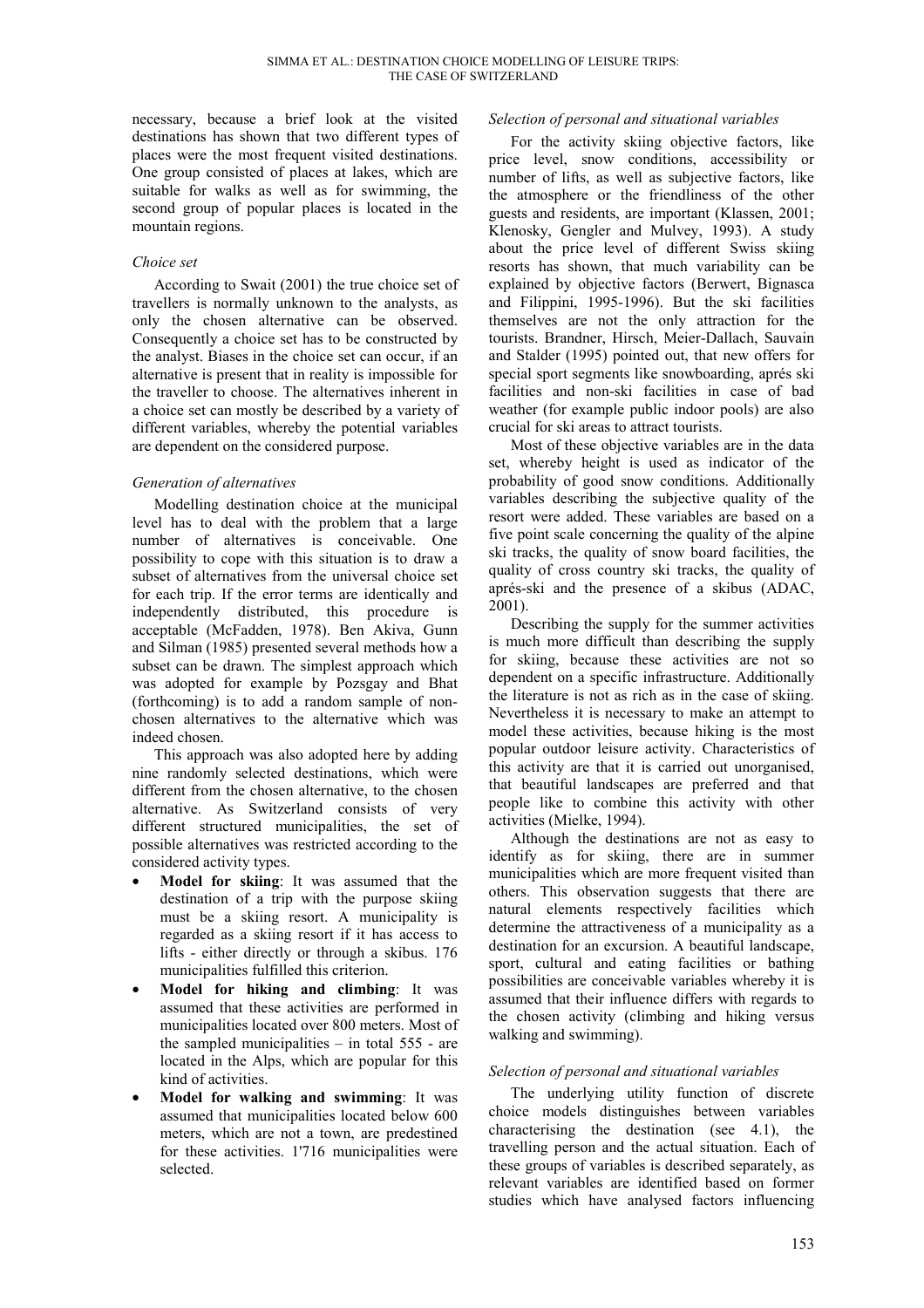necessary, because a brief look at the visited destinations has shown that two different types of places were the most frequent visited destinations. One group consisted of places at lakes, which are suitable for walks as well as for swimming, the second group of popular places is located in the mountain regions.

*Choice set*

According to Swait (2001) the true choice set of travellers is normally unknown to the analysts, as only the chosen alternative can be observed. Consequently a choice set has to be constructed by the analyst. Biases in the choice set can occur, if an alternative is present that in reality is impossible for the traveller to choose. The alternatives inherent in a choice set can mostly be described by a variety of different variables, whereby the potential variables are dependent on the considered purpose.

*Generation of alternatives*

Modelling destination choice at the municipal level has to deal with the problem that a large number of alternatives is conceivable. One possibility to cope with this situation is to draw a subset of alternatives from the universal choice set for each trip. If the error terms are identically and independently distributed, this procedure is acceptable (McFadden, 1978). Ben Akiva, Gunn and Silman (1985) presented several methods how a subset can be drawn. The simplest approach which was adopted for example by Pozsgay and Bhat (forthcoming) is to add a random sample of non-chosen alternatives to the alternative which was indeed chosen.

This approach was also adopted here by adding nine randomly selected destinations, which were different from the chosen alternative, to the chosen alternative. As Switzerland consists of very different structured municipalities, the set of possible alternatives was restricted according to the considered activity types.

- **Model for skiing**: It was assumed that the destination of a trip with the purpose skiing must be a skiing resort. A municipality is regarded as a skiing resort if it has access to lifts - either directly or through a skibus. 176 municipalities fulfilled this criterion.
- **Model for hiking and climbing**: It was assumed that these activities are performed in municipalities located over 800 meters. Most of the sampled municipalities – in total 555 - are located in the Alps, which are popular for this kind of activities.
- **Model for walking and swimming**: It was assumed that municipalities located below 600 meters, which are not a town, are predestined for these activities. 1'716 municipalities were selected.

*Selection of personal and situational variables*

For the activity skiing objective factors, like price level, snow conditions, accessibility or number of lifts, as well as subjective factors, like the atmosphere or the friendliness of the other guests and residents, are important (Klassen, 2001; Klenosky, Gengler and Mulvey, 1993). A study about the price level of different Swiss skiing resorts has shown, that much variability can be explained by objective factors (Berwert, Bignasca and Filippini, 1995-1996). But the ski facilities themselves are not the only attraction for the tourists. Brandner, Hirsch, Meier-Dallach, Sauvain and Stalder (1995) pointed out, that new offers for special sport segments like snowboarding, aprés ski facilities and non-ski facilities in case of bad weather (for example public indoor pools) are also crucial for ski areas to attract tourists.

Most of these objective variables are in the data set, whereby height is used as indicator of the probability of good snow conditions. Additionally variables describing the subjective quality of the resort were added. These variables are based on a five point scale concerning the quality of the alpine ski tracks, the quality of snow board facilities, the quality of cross country ski tracks, the quality of aprés-ski and the presence of a skibus (ADAC, 2001).

Describing the supply for the summer activities is much more difficult than describing the supply for skiing, because these activities are not so dependent on a specific infrastructure. Additionally the literature is not as rich as in the case of skiing. Nevertheless it is necessary to make an attempt to model these activities, because hiking is the most popular outdoor leisure activity. Characteristics of this activity are that it is carried out unorganised, that beautiful landscapes are preferred and that people like to combine this activity with other activities (Mielke, 1994).

Although the destinations are not as easy to identify as for skiing, there are in summer municipalities which are more frequent visited than others. This observation suggests that there are natural elements respectively facilities which determine the attractiveness of a municipality as a destination for an excursion. A beautiful landscape, sport, cultural and eating facilities or bathing possibilities are conceivable variables whereby it is assumed that their influence differs with regards to the chosen activity (climbing and hiking versus walking and swimming).

*Selection of personal and situational variables*

The underlying utility function of discrete choice models distinguishes between variables characterising the destination (see 4.1), the travelling person and the actual situation. Each of these groups of variables is described separately, as relevant variables are identified based on former studies which have analysed factors influencing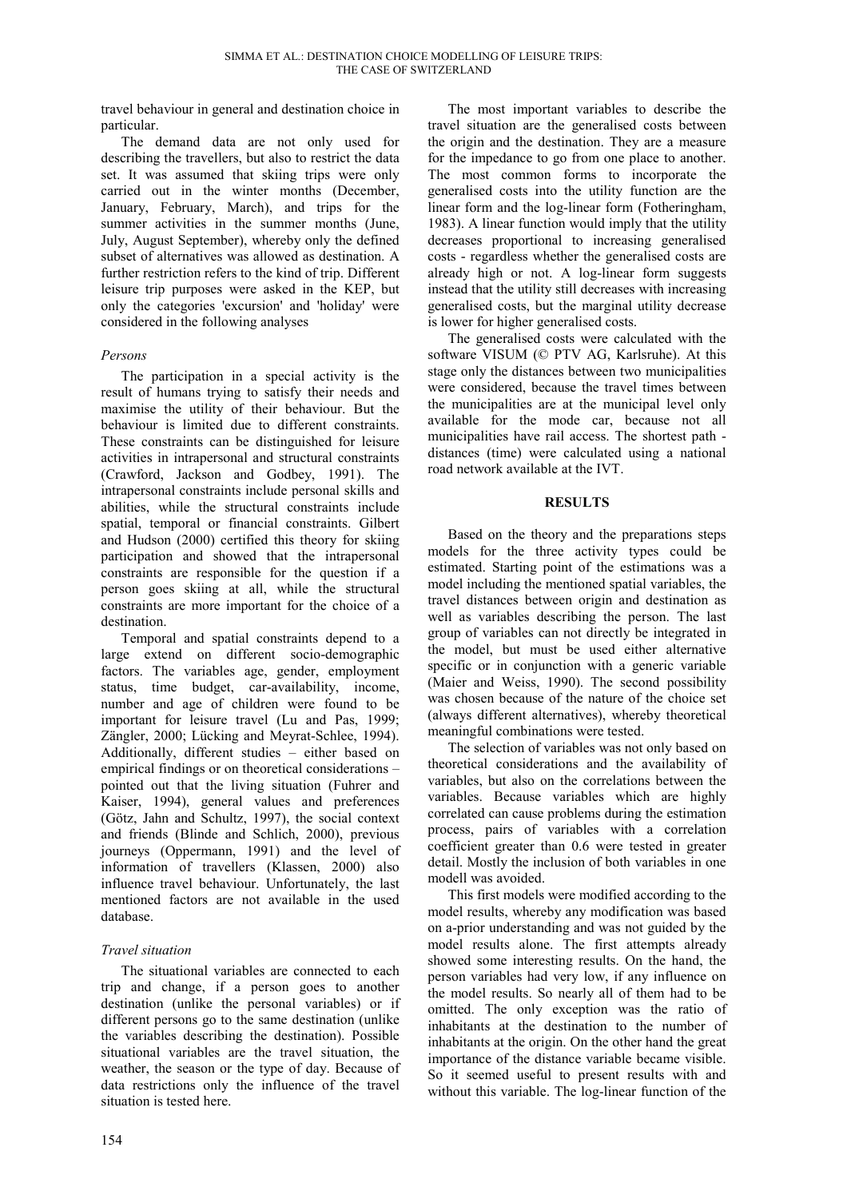travel behaviour in general and destination choice in particular.

The demand data are not only used for describing the travellers, but also to restrict the data set. It was assumed that skiing trips were only carried out in the winter months (December, January, February, March), and trips for the summer activities in the summer months (June, July, August September), whereby only the defined subset of alternatives was allowed as destination. A further restriction refers to the kind of trip. Different leisure trip purposes were asked in the KEP, but only the categories 'excursion' and 'holiday' were considered in the following analyses

### *Persons*

The participation in a special activity is the result of humans trying to satisfy their needs and maximise the utility of their behaviour. But the behaviour is limited due to different constraints. These constraints can be distinguished for leisure activities in intrapersonal and structural constraints (Crawford, Jackson and Godbey, 1991). The intrapersonal constraints include personal skills and abilities, while the structural constraints include spatial, temporal or financial constraints. Gilbert and Hudson (2000) certified this theory for skiing participation and showed that the intrapersonal constraints are responsible for the question if a person goes skiing at all, while the structural constraints are more important for the choice of a destination.

Temporal and spatial constraints depend to a large extend on different socio-demographic factors. The variables age, gender, employment status, time budget, car-availability, income, number and age of children were found to be important for leisure travel (Lu and Pas, 1999; Zängler, 2000; Lücking and Meyrat-Schlee, 1994). Additionally, different studies – either based on empirical findings or on theoretical considerations – pointed out that the living situation (Fuhrer and Kaiser, 1994), general values and preferences (Götz, Jahn and Schultz, 1997), the social context and friends (Blinde and Schlich, 2000), previous journeys (Oppermann, 1991) and the level of information of travellers (Klassen, 2000) also influence travel behaviour. Unfortunately, the last mentioned factors are not available in the used database.

### *Travel situation*

The situational variables are connected to each trip and change, if a person goes to another destination (unlike the personal variables) or if different persons go to the same destination (unlike the variables describing the destination). Possible situational variables are the travel situation, the weather, the season or the type of day. Because of data restrictions only the influence of the travel situation is tested here.

The most important variables to describe the travel situation are the generalised costs between the origin and the destination. They are a measure for the impedance to go from one place to another. The most common forms to incorporate the generalised costs into the utility function are the linear form and the log-linear form (Fotheringham, 1983). A linear function would imply that the utility decreases proportional to increasing generalised costs - regardless whether the generalised costs are already high or not. A log-linear form suggests instead that the utility still decreases with increasing generalised costs, but the marginal utility decrease is lower for higher generalised costs.

The generalised costs were calculated with the software VISUM (© PTV AG, Karlsruhe). At this stage only the distances between two municipalities were considered, because the travel times between the municipalities are at the municipal level only available for the mode car, because not all municipalities have rail access. The shortest path - distances (time) were calculated using a national road network available at the IVT.

## RESULTS

Based on the theory and the preparations steps models for the three activity types could be estimated. Starting point of the estimations was a model including the mentioned spatial variables, the travel distances between origin and destination as well as variables describing the person. The last group of variables can not directly be integrated in the model, but must be used either alternative specific or in conjunction with a generic variable (Maier and Weiss, 1990). The second possibility was chosen because of the nature of the choice set (always different alternatives), whereby theoretical meaningful combinations were tested.

The selection of variables was not only based on theoretical considerations and the availability of variables, but also on the correlations between the variables. Because variables which are highly correlated can cause problems during the estimation process, pairs of variables with a correlation coefficient greater than 0.6 were tested in greater detail. Mostly the inclusion of both variables in one modell was avoided.

This first models were modified according to the model results, whereby any modification was based on a-prior understanding and was not guided by the model results alone. The first attempts already showed some interesting results. On the hand, the person variables had very low, if any influence on the model results. So nearly all of them had to be omitted. The only exception was the ratio of inhabitants at the destination to the number of inhabitants at the origin. On the other hand the great importance of the distance variable became visible. So it seemed useful to present results with and without this variable. The log-linear function of the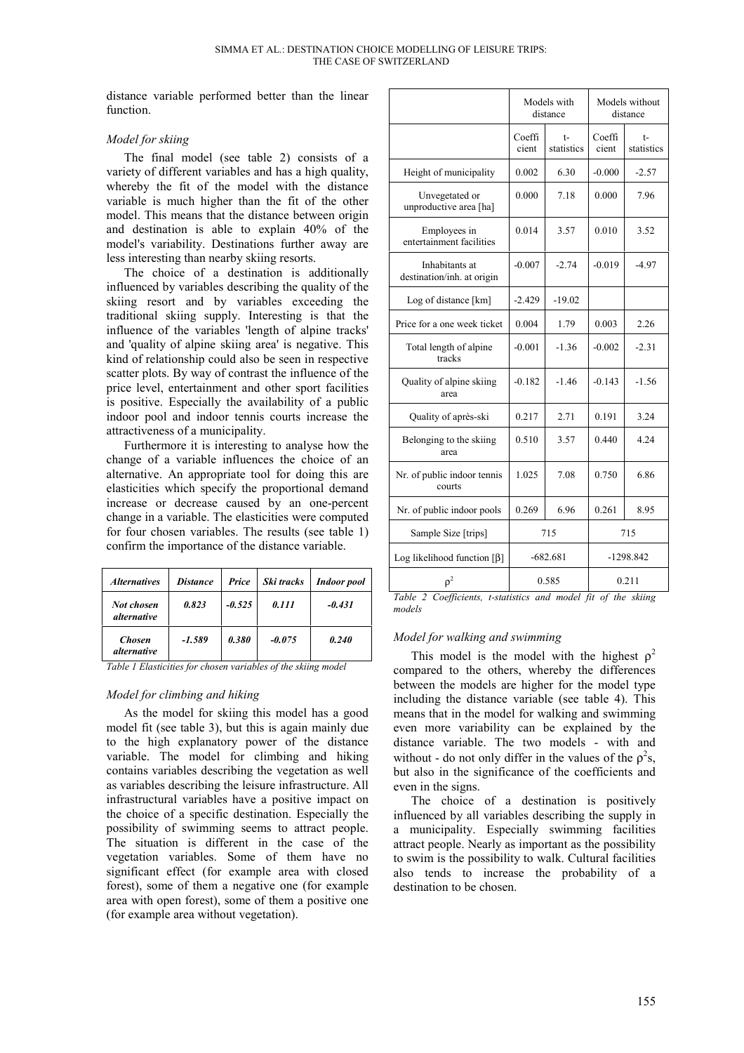distance variable performed better than the linear function.

### *Model for skiing*

The final model (see table 2) consists of a variety of different variables and has a high quality, whereby the fit of the model with the distance variable is much higher than the fit of the other model. This means that the distance between origin and destination is able to explain 40% of the model's variability. Destinations further away are less interesting than nearby skiing resorts.

The choice of a destination is additionally influenced by variables describing the quality of the skiing resort and by variables exceeding the traditional skiing supply. Interesting is that the influence of the variables 'length of alpine tracks' and 'quality of alpine skiing area' is negative. This kind of relationship could also be seen in respective scatter plots. By way of contrast the influence of the price level, entertainment and other sport facilities is positive. Especially the availability of a public indoor pool and indoor tennis courts increase the attractiveness of a municipality.

Furthermore it is interesting to analyse how the change of a variable influences the choice of an alternative. An appropriate tool for doing this are elasticities which specify the proportional demand increase or decrease caused by an one-percent change in a variable. The elasticities were computed for four chosen variables. The results (see table 1) confirm the importance of the distance variable.

| ***Alternatives*** | ***Distance*** | ***Price*** | ***Ski tracks*** | ***Indoor pool*** |
|---|---|---|---|---|
| ***Not chosen alternative*** | ***0.823*** | ***-0.525*** | ***0.111*** | ***-0.431*** |
| ***Chosen alternative*** | ***-1.589*** | ***0.380*** | ***-0.075*** | ***0.240*** |

*Table 1 Elasticities for chosen variables of the skiing model*

### *Model for climbing and hiking*

As the model for skiing this model has a good model fit (see table 3), but this is again mainly due to the high explanatory power of the distance variable. The model for climbing and hiking contains variables describing the vegetation as well as variables describing the leisure infrastructure. All infrastructural variables have a positive impact on the choice of a specific destination. Especially the possibility of swimming seems to attract people. The situation is different in the case of the vegetation variables. Some of them have no significant effect (for example area with closed forest), some of them a negative one (for example area with open forest), some of them a positive one (for example area without vegetation).

| | Models with distance | | Models without distance | |
|---|---|---|---|---|
| | Coefficient | t-statistics | Coefficient | t-statistics |
| Height of municipality | 0.002 | 6.30 | -0.000 | -2.57 |
| Unvegetated or unproductive area [ha] | 0.000 | 7.18 | 0.000 | 7.96 |
| Employees in entertainment facilities | 0.014 | 3.57 | 0.010 | 3.52 |
| Inhabitants at destination/inh. at origin | -0.007 | -2.74 | -0.019 | -4.97 |
| Log of distance [km] | -2.429 | -19.02 | | |
| Price for a one week ticket | 0.004 | 1.79 | 0.003 | 2.26 |
| Total length of alpine tracks | -0.001 | -1.36 | -0.002 | -2.31 |
| Quality of alpine skiing area | -0.182 | -1.46 | -0.143 | -1.56 |
| Quality of après-ski | 0.217 | 2.71 | 0.191 | 3.24 |
| Belonging to the skiing area | 0.510 | 3.57 | 0.440 | 4.24 |
| Nr. of public indoor tennis courts | 1.025 | 7.08 | 0.750 | 6.86 |
| Nr. of public indoor pools | 0.269 | 6.96 | 0.261 | 8.95 |
| Sample Size [trips] | 715 | | 715 | |
| Log likelihood function [β] | -682.681 | | -1298.842 | |
| $\rho^2$ | 0.585 | | 0.211 | |

*Table 2 Coefficients, t-statistics and model fit of the skiing models*

### *Model for walking and swimming*

This model is the model with the highest $\rho^2$ compared to the others, whereby the differences between the models are higher for the model type including the distance variable (see table 4). This means that in the model for walking and swimming even more variability can be explained by the distance variable. The two models - with and without - do not only differ in the values of the $\rho^2$s, but also in the significance of the coefficients and even in the signs.

The choice of a destination is positively influenced by all variables describing the supply in a municipality. Especially swimming facilities attract people. Nearly as important as the possibility to swim is the possibility to walk. Cultural facilities also tends to increase the probability of a destination to be chosen.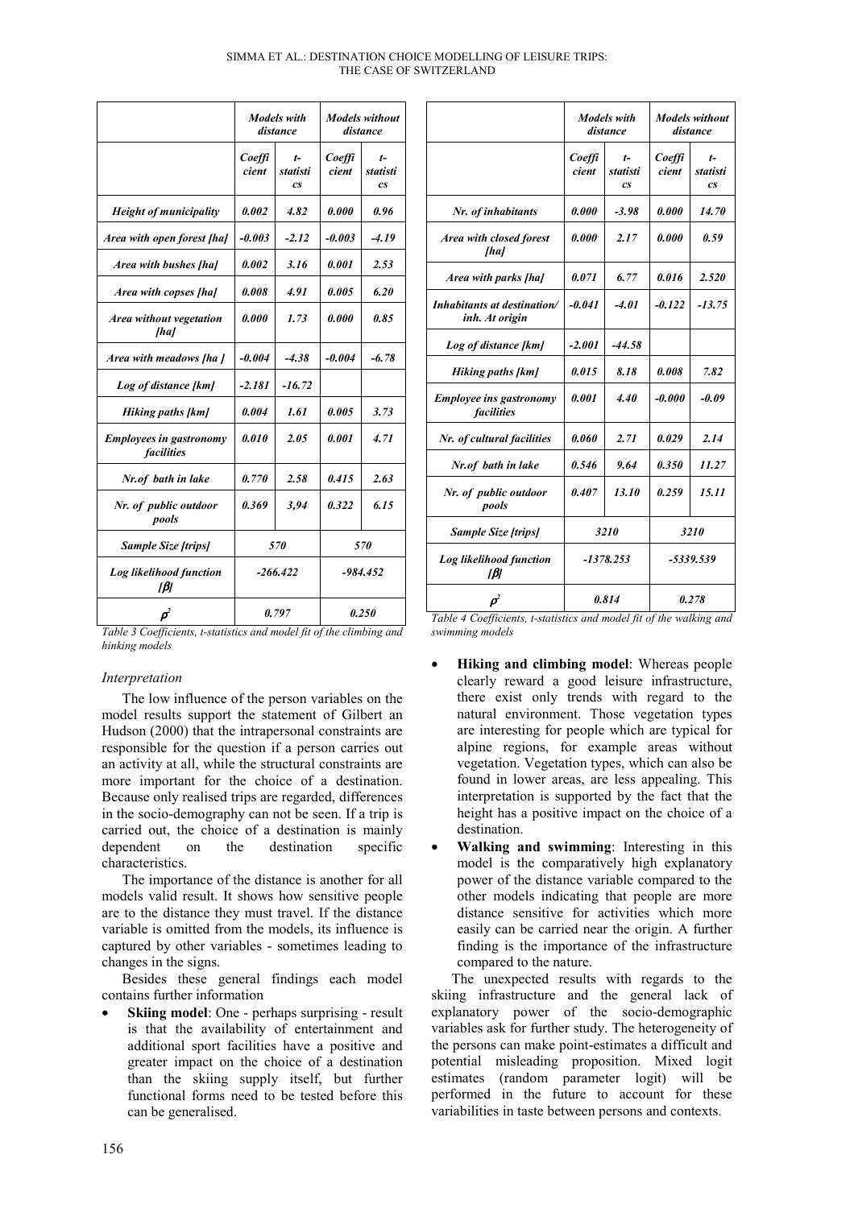| | *Models with distance* | | *Models without distance* | |
|---|---|---|---|---|
| | *Coefficient* | *t-statistics* | *Coefficient* | *t-statistics* |
| ***Height of municipality*** | ***0.002*** | ***4.82*** | ***0.000*** | ***0.96*** |
| ***Area with open forest [ha]*** | ***-0.003*** | ***-2.12*** | ***-0.003*** | ***-4.19*** |
| ***Area with bushes [ha]*** | ***0.002*** | ***3.16*** | ***0.001*** | ***2.53*** |
| ***Area with copses [ha]*** | ***0.008*** | ***4.91*** | ***0.005*** | ***6.20*** |
| ***Area without vegetation [ha]*** | ***0.000*** | ***1.73*** | ***0.000*** | ***0.85*** |
| ***Area with meadows [ha ]*** | ***-0.004*** | ***-4.38*** | ***-0.004*** | ***-6.78*** |
| ***Log of distance [km]*** | ***-2.181*** | ***-16.72*** | | |
| ***Hiking paths [km]*** | ***0.004*** | ***1.61*** | ***0.005*** | ***3.73*** |
| ***Employees in gastronomy facilities*** | ***0.010*** | ***2.05*** | ***0.001*** | ***4.71*** |
| ***Nr.of bath in lake*** | ***0.770*** | ***2.58*** | ***0.415*** | ***2.63*** |
| ***Nr. of public outdoor pools*** | ***0.369*** | ***3,94*** | ***0.322*** | ***6.15*** |
| ***Sample Size [trips]*** | ***570*** | | ***570*** | |
| ***Log likelihood function [β]*** | ***-266.422*** | | ***-984.452*** | |
| $\rho^2$ | ***0.797*** | | ***0.250*** | |

*Table 3 Coefficients, t-statistics and model fit of the climbing and hinking models*

| | *Models with distance* | | *Models without distance* | |
|---|---|---|---|---|
| | *Coefficient* | *t-statistics* | *Coefficient* | *t-statistics* |
| ***Nr. of inhabitants*** | ***0.000*** | ***-3.98*** | ***0.000*** | ***14.70*** |
| ***Area with closed forest [ha]*** | ***0.000*** | ***2.17*** | ***0.000*** | ***0.59*** |
| ***Area with parks [ha]*** | ***0.071*** | ***6.77*** | ***0.016*** | ***2.520*** |
| ***Inhabitants at destination/ inh. At origin*** | ***-0.041*** | ***-4.01*** | ***-0.122*** | ***-13.75*** |
| ***Log of distance [km]*** | ***-2.001*** | ***-44.58*** | | |
| ***Hiking paths [km]*** | ***0.015*** | ***8.18*** | ***0.008*** | ***7.82*** |
| ***Employee ins gastronomy facilities*** | ***0.001*** | ***4.40*** | ***-0.000*** | ***-0.09*** |
| ***Nr. of cultural facilities*** | ***0.060*** | ***2.71*** | ***0.029*** | ***2.14*** |
| ***Nr.of bath in lake*** | ***0.546*** | ***9.64*** | ***0.350*** | ***11.27*** |
| ***Nr. of public outdoor pools*** | ***0.407*** | ***13.10*** | ***0.259*** | ***15.11*** |
| ***Sample Size [trips]*** | ***3210*** | | ***3210*** | |
| ***Log likelihood function [β]*** | ***-1378.253*** | | ***-5339.539*** | |
| $\rho^2$ | ***0.814*** | | ***0.278*** | |

*Table 4 Coefficients, t-statistics and model fit of the walking and swimming models*

### *Interpretation*

The low influence of the person variables on the model results support the statement of Gilbert an Hudson (2000) that the intrapersonal constraints are responsible for the question if a person carries out an activity at all, while the structural constraints are more important for the choice of a destination. Because only realised trips are regarded, differences in the socio-demography can not be seen. If a trip is carried out, the choice of a destination is mainly dependent on the destination specific characteristics.

The importance of the distance is another for all models valid result. It shows how sensitive people are to the distance they must travel. If the distance variable is omitted from the models, its influence is captured by other variables - sometimes leading to changes in the signs.

Besides these general findings each model contains further information

- **Skiing model**: One - perhaps surprising - result is that the availability of entertainment and additional sport facilities have a positive and greater impact on the choice of a destination than the skiing supply itself, but further functional forms need to be tested before this can be generalised.
- **Hiking and climbing model**: Whereas people clearly reward a good leisure infrastructure, there exist only trends with regard to the natural environment. Those vegetation types are interesting for people which are typical for alpine regions, for example areas without vegetation. Vegetation types, which can also be found in lower areas, are less appealing. This interpretation is supported by the fact that the height has a positive impact on the choice of a destination.
- **Walking and swimming**: Interesting in this model is the comparatively high explanatory power of the distance variable compared to the other models indicating that people are more distance sensitive for activities which more easily can be carried near the origin. A further finding is the importance of the infrastructure compared to the nature.

The unexpected results with regards to the skiing infrastructure and the general lack of explanatory power of the socio-demographic variables ask for further study. The heterogeneity of the persons can make point-estimates a difficult and potential misleading proposition. Mixed logit estimates (random parameter logit) will be performed in the future to account for these variabilities in taste between persons and contexts.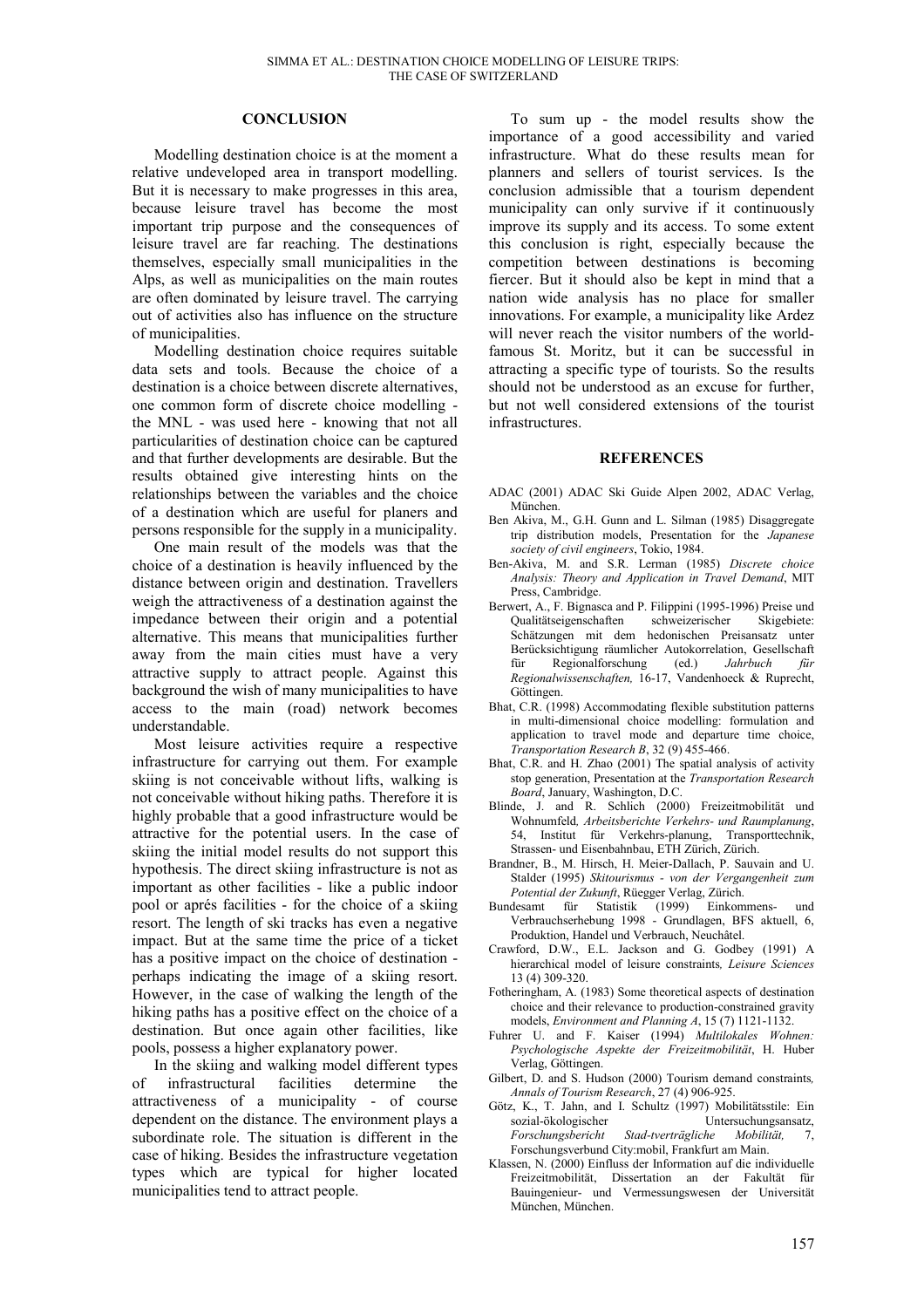## CONCLUSION

Modelling destination choice is at the moment a relative undeveloped area in transport modelling. But it is necessary to make progresses in this area, because leisure travel has become the most important trip purpose and the consequences of leisure travel are far reaching. The destinations themselves, especially small municipalities in the Alps, as well as municipalities on the main routes are often dominated by leisure travel. The carrying out of activities also has influence on the structure of municipalities.

Modelling destination choice requires suitable data sets and tools. Because the choice of a destination is a choice between discrete alternatives, one common form of discrete choice modelling - the MNL - was used here - knowing that not all particularities of destination choice can be captured and that further developments are desirable. But the results obtained give interesting hints on the relationships between the variables and the choice of a destination which are useful for planers and persons responsible for the supply in a municipality.

One main result of the models was that the choice of a destination is heavily influenced by the distance between origin and destination. Travellers weigh the attractiveness of a destination against the impedance between their origin and a potential alternative. This means that municipalities further away from the main cities must have a very attractive supply to attract people. Against this background the wish of many municipalities to have access to the main (road) network becomes understandable.

Most leisure activities require a respective infrastructure for carrying out them. For example skiing is not conceivable without lifts, walking is not conceivable without hiking paths. Therefore it is highly probable that a good infrastructure would be attractive for the potential users. In the case of skiing the initial model results do not support this hypothesis. The direct skiing infrastructure is not as important as other facilities - like a public indoor pool or aprés facilities - for the choice of a skiing resort. The length of ski tracks has even a negative impact. But at the same time the price of a ticket has a positive impact on the choice of destination - perhaps indicating the image of a skiing resort. However, in the case of walking the length of the hiking paths has a positive effect on the choice of a destination. But once again other facilities, like pools, possess a higher explanatory power.

In the skiing and walking model different types of infrastructural facilities determine the attractiveness of a municipality - of course dependent on the distance. The environment plays a subordinate role. The situation is different in the case of hiking. Besides the infrastructure vegetation types which are typical for higher located municipalities tend to attract people.

To sum up - the model results show the importance of a good accessibility and varied infrastructure. What do these results mean for planners and sellers of tourist services. Is the conclusion admissible that a tourism dependent municipality can only survive if it continuously improve its supply and its access. To some extent this conclusion is right, especially because the competition between destinations is becoming fiercer. But it should also be kept in mind that a nation wide analysis has no place for smaller innovations. For example, a municipality like Ardez will never reach the visitor numbers of the world-famous St. Moritz, but it can be successful in attracting a specific type of tourists. So the results should not be understood as an excuse for further, but not well considered extensions of the tourist infrastructures.

## REFERENCES

ADAC (2001) ADAC Ski Guide Alpen 2002, ADAC Verlag, München.

Ben Akiva, M., G.H. Gunn and L. Silman (1985) Disaggregate trip distribution models, Presentation for the *Japanese society of civil engineers*, Tokio, 1984.

Ben-Akiva, M. and S.R. Lerman (1985) *Discrete choice Analysis: Theory and Application in Travel Demand*, MIT Press, Cambridge.

Berwert, A., F. Bignasca and P. Filippini (1995-1996) Preise und Qualitätseigenschaften schweizerischer Skigebiete: Schätzungen mit dem hedonischen Preisansatz unter Berücksichtigung räumlicher Autokorrelation, Gesellschaft für Regionalforschung (ed.) *Jahrbuch für Regionalwissenschaften,* 16-17, Vandenhoeck & Ruprecht, Göttingen.

Bhat, C.R. (1998) Accommodating flexible substitution patterns in multi-dimensional choice modelling: formulation and application to travel mode and departure time choice, *Transportation Research B*, 32 (9) 455-466.

Bhat, C.R. and H. Zhao (2001) The spatial analysis of activity stop generation, Presentation at the *Transportation Research Board*, January, Washington, D.C.

Blinde, J. and R. Schlich (2000) Freizeitmobilität und Wohnumfeld*, Arbeitsberichte Verkehrs- und Raumplanung*, 54, Institut für Verkehrs-planung, Transporttechnik, Strassen- und Eisenbahnbau, ETH Zürich, Zürich.

Brandner, B., M. Hirsch, H. Meier-Dallach, P. Sauvain and U. Stalder (1995) *Skitourismus - von der Vergangenheit zum Potential der Zukunft*, Rüegger Verlag, Zürich.

Bundesamt für Statistik (1999) Einkommens- und Verbrauchserhebung 1998 - Grundlagen, BFS aktuell, 6, Produktion, Handel und Verbrauch, Neuchâtel.

Crawford, D.W., E.L. Jackson and G. Godbey (1991) A hierarchical model of leisure constraints*, Leisure Sciences* 13 (4) 309-320.

Fotheringham, A. (1983) Some theoretical aspects of destination choice and their relevance to production-constrained gravity models, *Environment and Planning A*, 15 (7) 1121-1132.

Fuhrer U. and F. Kaiser (1994) *Multilokales Wohnen: Psychologische Aspekte der Freizeitmobilität*, H. Huber Verlag, Göttingen.

Gilbert, D. and S. Hudson (2000) Tourism demand constraints*, Annals of Tourism Research*, 27 (4) 906-925.

Götz, K., T. Jahn, and I. Schultz (1997) Mobilitätsstile: Ein sozial-ökologischer Untersuchungsansatz, *Forschungsbericht Stad-tverträgliche Mobilität,* 7, Forschungsverbund City:mobil, Frankfurt am Main.

Klassen, N. (2000) Einfluss der Information auf die individuelle Freizeitmobilität, Dissertation an der Fakultät für Bauingenieur- und Vermessungswesen der Universität München, München.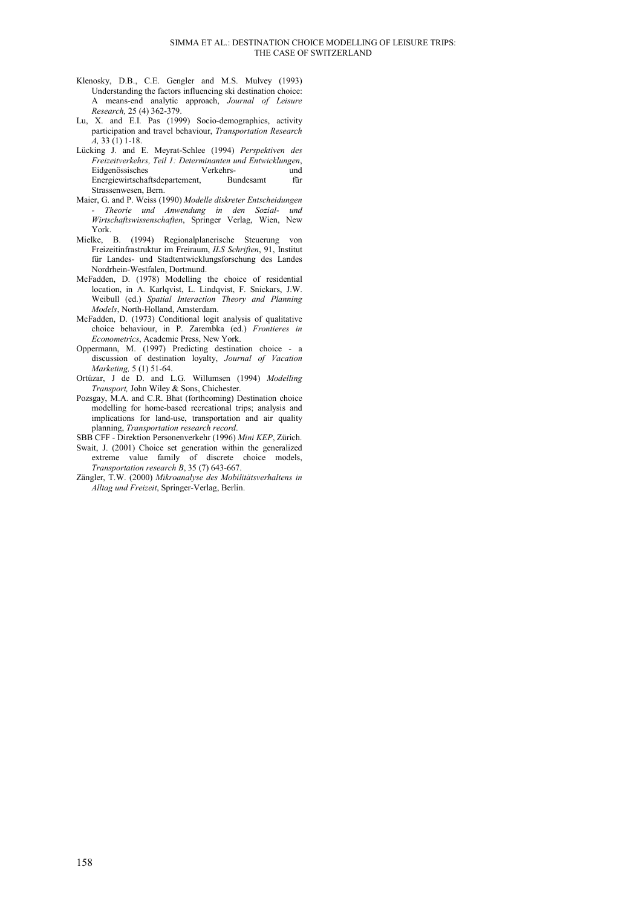Klenosky, D.B., C.E. Gengler and M.S. Mulvey (1993) Understanding the factors influencing ski destination choice: A means-end analytic approach, *Journal of Leisure Research,* 25 (4) 362-379.

Lu, X. and E.I. Pas (1999) Socio-demographics, activity participation and travel behaviour, *Transportation Research A,* 33 (1) 1-18.

Lücking J. and E. Meyrat-Schlee (1994) *Perspektiven des Freizeitverkehrs, Teil 1: Determinanten und Entwicklungen*, Eidgenössisches Verkehrs- und Energiewirtschaftsdepartement, Bundesamt für Strassenwesen, Bern.

Maier, G. and P. Weiss (1990) *Modelle diskreter Entscheidungen - Theorie und Anwendung in den Sozial- und Wirtschaftswissenschaften*, Springer Verlag, Wien, New York.

Mielke, B. (1994) Regionalplanerische Steuerung von Freizeitinfrastruktur im Freiraum, *ILS Schriften*, 91, Institut für Landes- und Stadtentwicklungsforschung des Landes Nordrhein-Westfalen, Dortmund.

McFadden, D. (1978) Modelling the choice of residential location, in A. Karlqvist, L. Lindqvist, F. Snickars, J.W. Weibull (ed.) *Spatial Interaction Theory and Planning Models*, North-Holland, Amsterdam.

McFadden, D. (1973) Conditional logit analysis of qualitative choice behaviour, in P. Zarembka (ed.) *Frontieres in Econometrics*, Academic Press, New York.

Oppermann, M. (1997) Predicting destination choice - a discussion of destination loyalty, *Journal of Vacation Marketing,* 5 (1) 51-64.

Ortúzar, J de D. and L.G. Willumsen (1994) *Modelling Transport,* John Wiley & Sons, Chichester.

Pozsgay, M.A. and C.R. Bhat (forthcoming) Destination choice modelling for home-based recreational trips; analysis and implications for land-use, transportation and air quality planning, *Transportation research record*.

SBB CFF - Direktion Personenverkehr (1996) *Mini KEP*, Zürich.

Swait, J. (2001) Choice set generation within the generalized extreme value family of discrete choice models, *Transportation research B*, 35 (7) 643-667.

Zängler, T.W. (2000) *Mikroanalyse des Mobilitätsverhaltens in Alltag und Freizeit*, Springer-Verlag, Berlin.